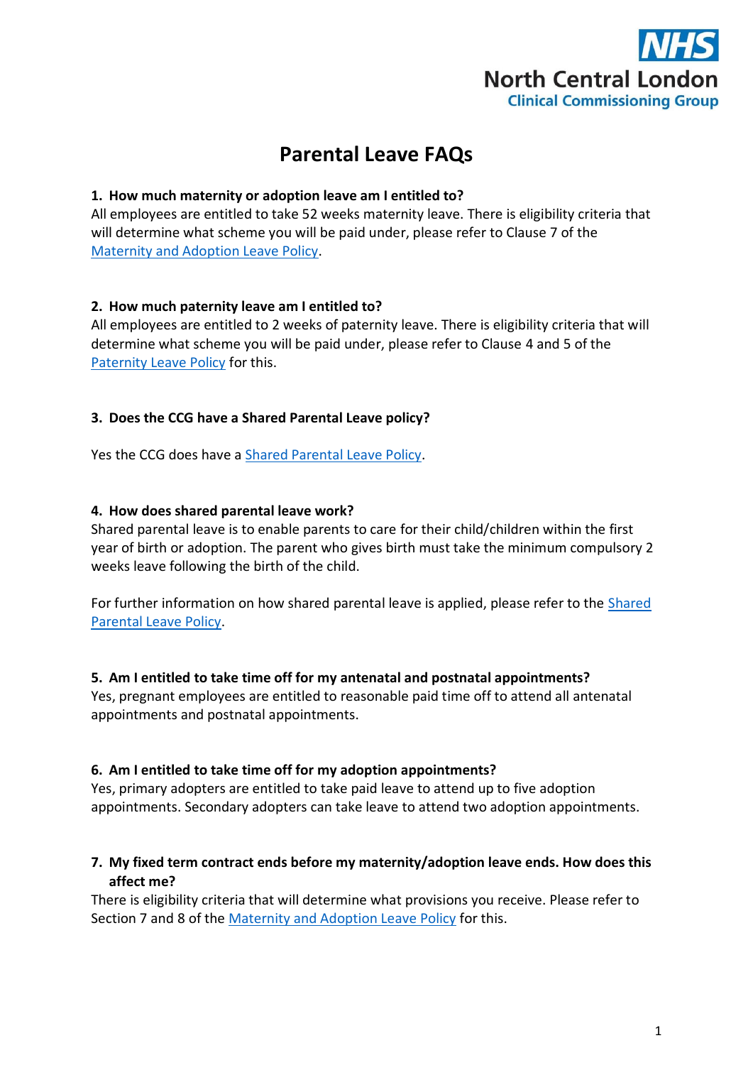NHS
North Central London
Clinical Commissioning Group

# Parental Leave FAQs

**1. How much maternity or adoption leave am I entitled to?**

All employees are entitled to take 52 weeks maternity leave. There is eligibility criteria that will determine what scheme you will be paid under, please refer to Clause 7 of the Maternity and Adoption Leave Policy.

**2. How much paternity leave am I entitled to?**

All employees are entitled to 2 weeks of paternity leave. There is eligibility criteria that will determine what scheme you will be paid under, please refer to Clause 4 and 5 of the Paternity Leave Policy for this.

**3. Does the CCG have a Shared Parental Leave policy?**

Yes the CCG does have a Shared Parental Leave Policy.

**4. How does shared parental leave work?**

Shared parental leave is to enable parents to care for their child/children within the first year of birth or adoption. The parent who gives birth must take the minimum compulsory 2 weeks leave following the birth of the child.

For further information on how shared parental leave is applied, please refer to the Shared Parental Leave Policy.

**5. Am I entitled to take time off for my antenatal and postnatal appointments?**

Yes, pregnant employees are entitled to reasonable paid time off to attend all antenatal appointments and postnatal appointments.

**6. Am I entitled to take time off for my adoption appointments?**

Yes, primary adopters are entitled to take paid leave to attend up to five adoption appointments. Secondary adopters can take leave to attend two adoption appointments.

**7. My fixed term contract ends before my maternity/adoption leave ends. How does this affect me?**

There is eligibility criteria that will determine what provisions you receive. Please refer to Section 7 and 8 of the Maternity and Adoption Leave Policy for this.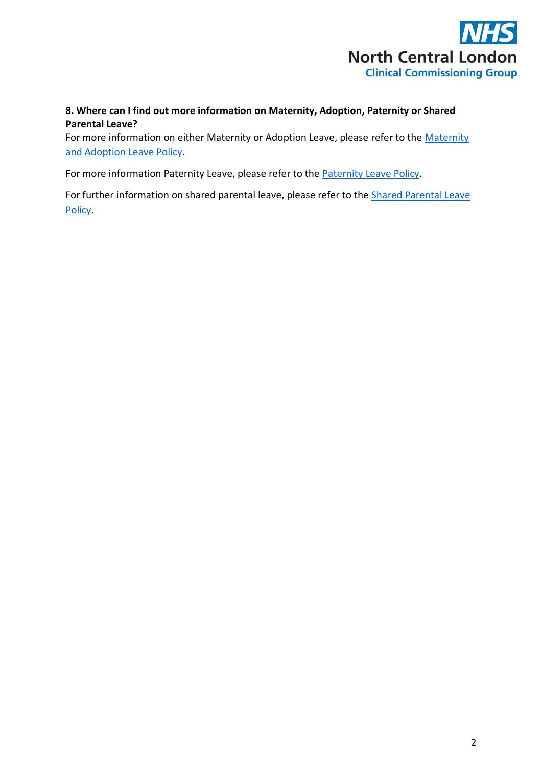**8. Where can I find out more information on Maternity, Adoption, Paternity or Shared Parental Leave?**

For more information on either Maternity or Adoption Leave, please refer to the Maternity and Adoption Leave Policy.

For more information Paternity Leave, please refer to the Paternity Leave Policy.

For further information on shared parental leave, please refer to the Shared Parental Leave Policy.